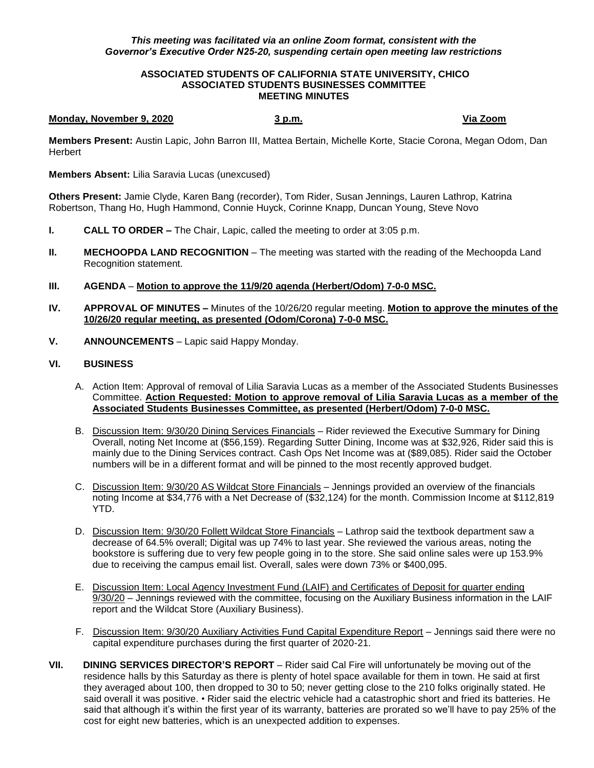*This meeting was facilitated via an online Zoom format, consistent with the Governor's Executive Order N25-20, suspending certain open meeting law restrictions*

**ASSOCIATED STUDENTS OF CALIFORNIA STATE UNIVERSITY, CHICO**
**ASSOCIATED STUDENTS BUSINESSES COMMITTEE**
**MEETING MINUTES**

**Monday, November 9, 2020** **3 p.m.** **Via Zoom**

**Members Present:** Austin Lapic, John Barron III, Mattea Bertain, Michelle Korte, Stacie Corona, Megan Odom, Dan Herbert

**Members Absent:** Lilia Saravia Lucas (unexcused)

**Others Present:** Jamie Clyde, Karen Bang (recorder), Tom Rider, Susan Jennings, Lauren Lathrop, Katrina Robertson, Thang Ho, Hugh Hammond, Connie Huyck, Corinne Knapp, Duncan Young, Steve Novo

**I. CALL TO ORDER –** The Chair, Lapic, called the meeting to order at 3:05 p.m.

**II. MECHOOPDA LAND RECOGNITION** – The meeting was started with the reading of the Mechoopda Land Recognition statement.

**III. AGENDA** – **Motion to approve the 11/9/20 agenda (Herbert/Odom) 7-0-0 MSC.**

**IV. APPROVAL OF MINUTES –** Minutes of the 10/26/20 regular meeting. **Motion to approve the minutes of the 10/26/20 regular meeting, as presented (Odom/Corona) 7-0-0 MSC.**

**V. ANNOUNCEMENTS** – Lapic said Happy Monday.

**VI. BUSINESS**

A. Action Item: Approval of removal of Lilia Saravia Lucas as a member of the Associated Students Businesses Committee. **Action Requested: Motion to approve removal of Lilia Saravia Lucas as a member of the Associated Students Businesses Committee, as presented (Herbert/Odom) 7-0-0 MSC.**

B. Discussion Item: 9/30/20 Dining Services Financials – Rider reviewed the Executive Summary for Dining Overall, noting Net Income at ($56,159). Regarding Sutter Dining, Income was at $32,926, Rider said this is mainly due to the Dining Services contract. Cash Ops Net Income was at ($89,085). Rider said the October numbers will be in a different format and will be pinned to the most recently approved budget.

C. Discussion Item: 9/30/20 AS Wildcat Store Financials – Jennings provided an overview of the financials noting Income at $34,776 with a Net Decrease of ($32,124) for the month. Commission Income at $112,819 YTD.

D. Discussion Item: 9/30/20 Follett Wildcat Store Financials – Lathrop said the textbook department saw a decrease of 64.5% overall; Digital was up 74% to last year. She reviewed the various areas, noting the bookstore is suffering due to very few people going in to the store. She said online sales were up 153.9% due to receiving the campus email list. Overall, sales were down 73% or $400,095.

E. Discussion Item: Local Agency Investment Fund (LAIF) and Certificates of Deposit for quarter ending 9/30/20 – Jennings reviewed with the committee, focusing on the Auxiliary Business information in the LAIF report and the Wildcat Store (Auxiliary Business).

F. Discussion Item: 9/30/20 Auxiliary Activities Fund Capital Expenditure Report – Jennings said there were no capital expenditure purchases during the first quarter of 2020-21.

**VII. DINING SERVICES DIRECTOR'S REPORT** – Rider said Cal Fire will unfortunately be moving out of the residence halls by this Saturday as there is plenty of hotel space available for them in town. He said at first they averaged about 100, then dropped to 30 to 50; never getting close to the 210 folks originally stated. He said overall it was positive. • Rider said the electric vehicle had a catastrophic short and fried its batteries. He said that although it's within the first year of its warranty, batteries are prorated so we'll have to pay 25% of the cost for eight new batteries, which is an unexpected addition to expenses.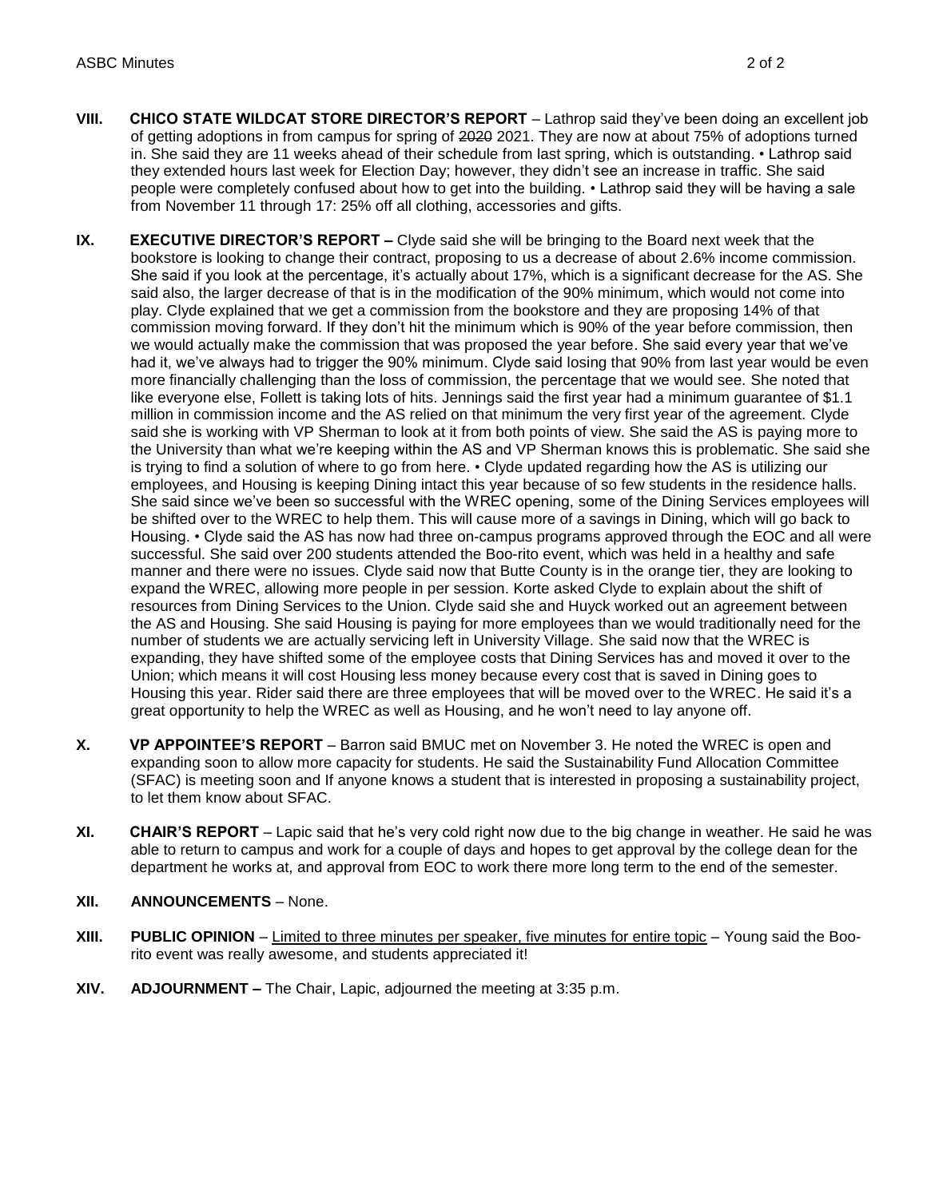**VIII. CHICO STATE WILDCAT STORE DIRECTOR'S REPORT** – Lathrop said they've been doing an excellent job of getting adoptions in from campus for spring of ~~2020~~ 2021. They are now at about 75% of adoptions turned in. She said they are 11 weeks ahead of their schedule from last spring, which is outstanding. • Lathrop said they extended hours last week for Election Day; however, they didn't see an increase in traffic. She said people were completely confused about how to get into the building. • Lathrop said they will be having a sale from November 11 through 17: 25% off all clothing, accessories and gifts.

**IX. EXECUTIVE DIRECTOR'S REPORT –** Clyde said she will be bringing to the Board next week that the bookstore is looking to change their contract, proposing to us a decrease of about 2.6% income commission. She said if you look at the percentage, it's actually about 17%, which is a significant decrease for the AS. She said also, the larger decrease of that is in the modification of the 90% minimum, which would not come into play. Clyde explained that we get a commission from the bookstore and they are proposing 14% of that commission moving forward. If they don't hit the minimum which is 90% of the year before commission, then we would actually make the commission that was proposed the year before. She said every year that we've had it, we've always had to trigger the 90% minimum. Clyde said losing that 90% from last year would be even more financially challenging than the loss of commission, the percentage that we would see. She noted that like everyone else, Follett is taking lots of hits. Jennings said the first year had a minimum guarantee of $1.1 million in commission income and the AS relied on that minimum the very first year of the agreement. Clyde said she is working with VP Sherman to look at it from both points of view. She said the AS is paying more to the University than what we're keeping within the AS and VP Sherman knows this is problematic. She said she is trying to find a solution of where to go from here. • Clyde updated regarding how the AS is utilizing our employees, and Housing is keeping Dining intact this year because of so few students in the residence halls. She said since we've been so successful with the WREC opening, some of the Dining Services employees will be shifted over to the WREC to help them. This will cause more of a savings in Dining, which will go back to Housing. • Clyde said the AS has now had three on-campus programs approved through the EOC and all were successful. She said over 200 students attended the Boo-rito event, which was held in a healthy and safe manner and there were no issues. Clyde said now that Butte County is in the orange tier, they are looking to expand the WREC, allowing more people in per session. Korte asked Clyde to explain about the shift of resources from Dining Services to the Union. Clyde said she and Huyck worked out an agreement between the AS and Housing. She said Housing is paying for more employees than we would traditionally need for the number of students we are actually servicing left in University Village. She said now that the WREC is expanding, they have shifted some of the employee costs that Dining Services has and moved it over to the Union; which means it will cost Housing less money because every cost that is saved in Dining goes to Housing this year. Rider said there are three employees that will be moved over to the WREC. He said it's a great opportunity to help the WREC as well as Housing, and he won't need to lay anyone off.

**X. VP APPOINTEE'S REPORT** – Barron said BMUC met on November 3. He noted the WREC is open and expanding soon to allow more capacity for students. He said the Sustainability Fund Allocation Committee (SFAC) is meeting soon and If anyone knows a student that is interested in proposing a sustainability project, to let them know about SFAC.

**XI. CHAIR'S REPORT** – Lapic said that he's very cold right now due to the big change in weather. He said he was able to return to campus and work for a couple of days and hopes to get approval by the college dean for the department he works at, and approval from EOC to work there more long term to the end of the semester.

**XII. ANNOUNCEMENTS** – None.

**XIII. PUBLIC OPINION** – <u>Limited to three minutes per speaker, five minutes for entire topic</u> – Young said the Boo-rito event was really awesome, and students appreciated it!

**XIV. ADJOURNMENT –** The Chair, Lapic, adjourned the meeting at 3:35 p.m.